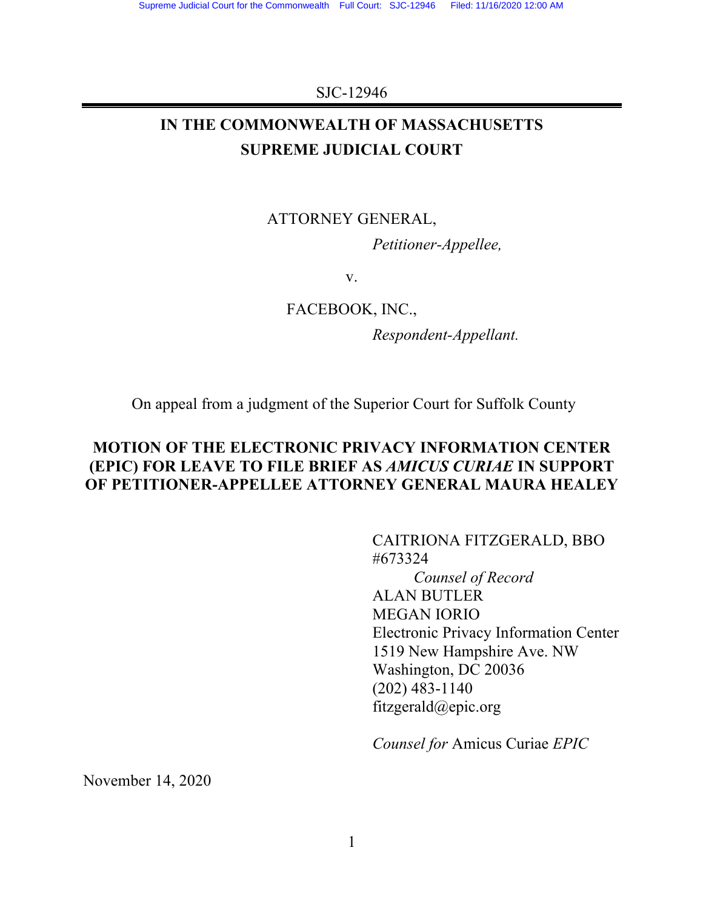SJC-12946

# IN THE COMMONWEALTH OF MASSACHUSETTS SUPREME JUDICIAL COURT

ATTORNEY GENERAL,

*Petitioner-Appellee,*

v.

FACEBOOK, INC.,

*Respondent-Appellant.*

On appeal from a judgment of the Superior Court for Suffolk County

## MOTION OF THE ELECTRONIC PRIVACY INFORMATION CENTER (EPIC) FOR LEAVE TO FILE BRIEF AS *AMICUS CURIAE* IN SUPPORT OF PETITIONER-APPELLEE ATTORNEY GENERAL MAURA HEALEY

CAITRIONA FITZGERALD, BBO #673324
*Counsel of Record*
ALAN BUTLER
MEGAN IORIO
Electronic Privacy Information Center
1519 New Hampshire Ave. NW
Washington, DC 20036
(202) 483-1140
fitzgerald@epic.org

*Counsel for* Amicus Curiae *EPIC*

November 14, 2020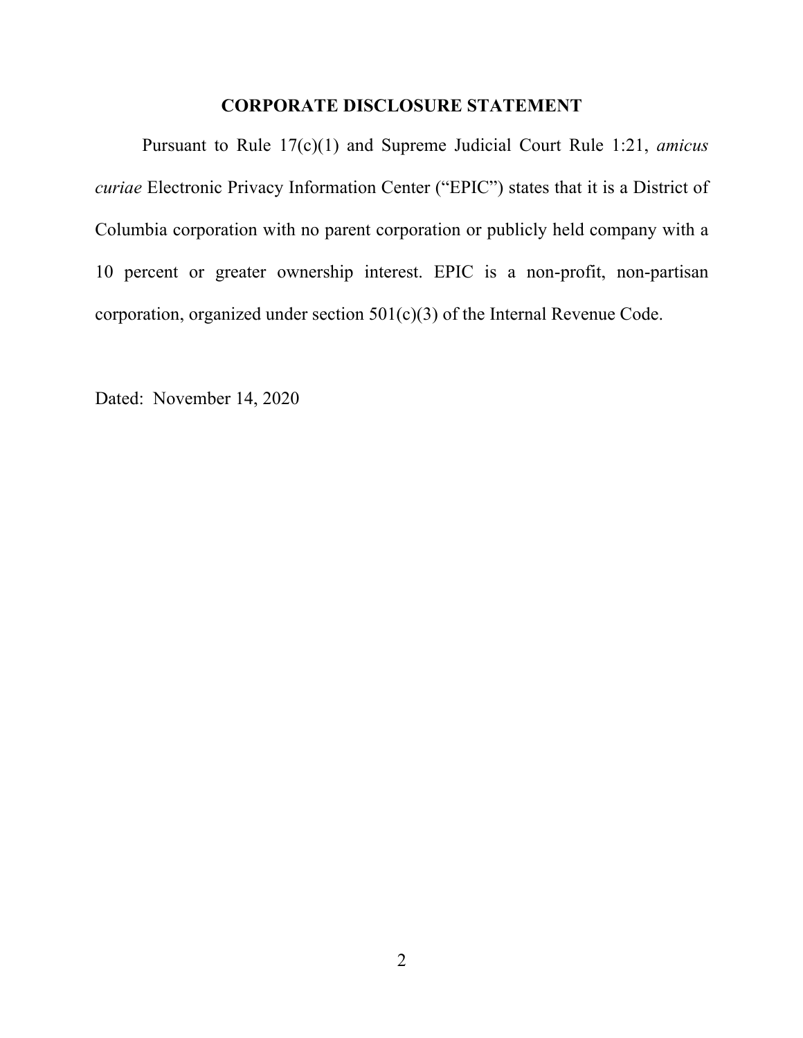# CORPORATE DISCLOSURE STATEMENT

Pursuant to Rule 17(c)(1) and Supreme Judicial Court Rule 1:21, *amicus curiae* Electronic Privacy Information Center ("EPIC") states that it is a District of Columbia corporation with no parent corporation or publicly held company with a 10 percent or greater ownership interest. EPIC is a non-profit, non-partisan corporation, organized under section 501(c)(3) of the Internal Revenue Code.

Dated: November 14, 2020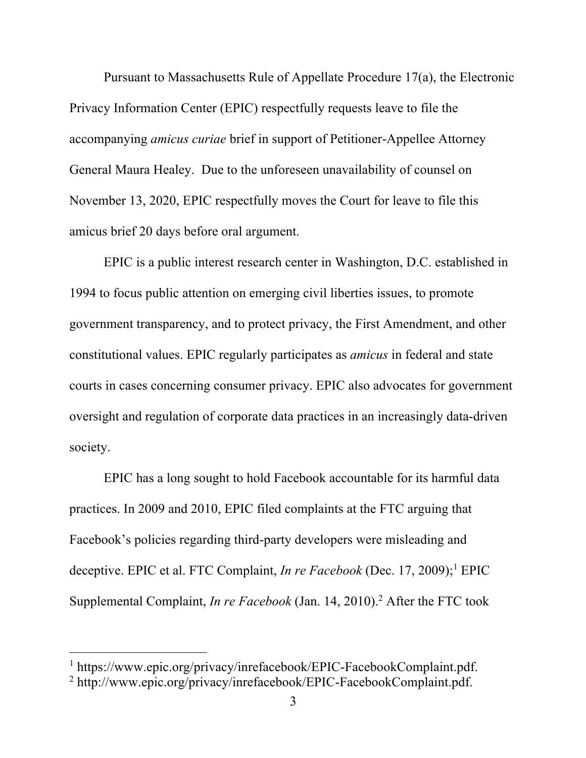Pursuant to Massachusetts Rule of Appellate Procedure 17(a), the Electronic Privacy Information Center (EPIC) respectfully requests leave to file the accompanying *amicus curiae* brief in support of Petitioner-Appellee Attorney General Maura Healey. Due to the unforeseen unavailability of counsel on November 13, 2020, EPIC respectfully moves the Court for leave to file this amicus brief 20 days before oral argument.

EPIC is a public interest research center in Washington, D.C. established in 1994 to focus public attention on emerging civil liberties issues, to promote government transparency, and to protect privacy, the First Amendment, and other constitutional values. EPIC regularly participates as *amicus* in federal and state courts in cases concerning consumer privacy. EPIC also advocates for government oversight and regulation of corporate data practices in an increasingly data-driven society.

EPIC has a long sought to hold Facebook accountable for its harmful data practices. In 2009 and 2010, EPIC filed complaints at the FTC arguing that Facebook's policies regarding third-party developers were misleading and deceptive. EPIC et al. FTC Complaint, *In re Facebook* (Dec. 17, 2009);[1] EPIC Supplemental Complaint, *In re Facebook* (Jan. 14, 2010).[2] After the FTC took

---

[1] https://www.epic.org/privacy/inrefacebook/EPIC-FacebookComplaint.pdf.

[2] http://www.epic.org/privacy/inrefacebook/EPIC-FacebookComplaint.pdf.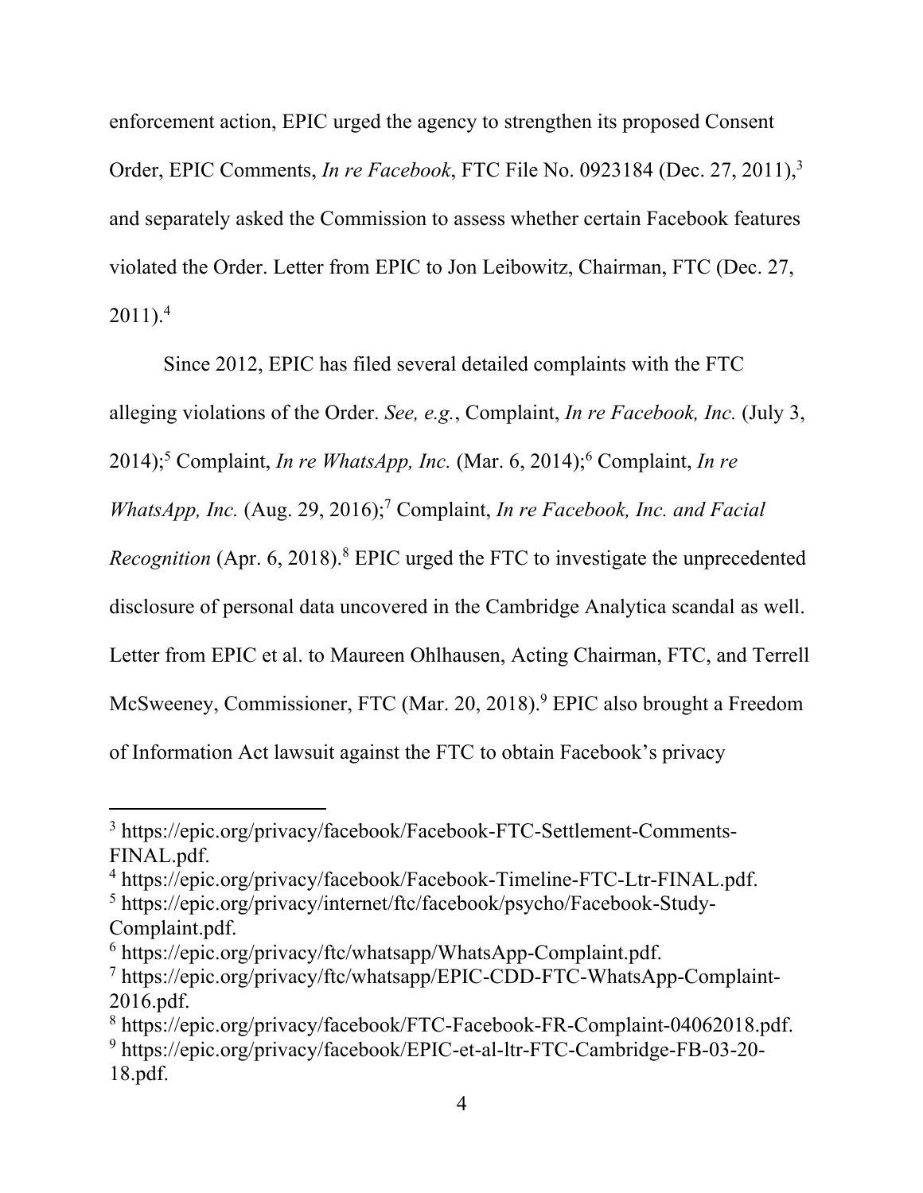enforcement action, EPIC urged the agency to strengthen its proposed Consent Order, EPIC Comments, *In re Facebook*, FTC File No. 0923184 (Dec. 27, 2011),[3] and separately asked the Commission to assess whether certain Facebook features violated the Order. Letter from EPIC to Jon Leibowitz, Chairman, FTC (Dec. 27, 2011).[4]

Since 2012, EPIC has filed several detailed complaints with the FTC alleging violations of the Order. *See, e.g.*, Complaint, *In re Facebook, Inc.* (July 3, 2014);[5] Complaint, *In re WhatsApp, Inc.* (Mar. 6, 2014);[6] Complaint, *In re WhatsApp, Inc.* (Aug. 29, 2016);[7] Complaint, *In re Facebook, Inc. and Facial Recognition* (Apr. 6, 2018).[8] EPIC urged the FTC to investigate the unprecedented disclosure of personal data uncovered in the Cambridge Analytica scandal as well. Letter from EPIC et al. to Maureen Ohlhausen, Acting Chairman, FTC, and Terrell McSweeney, Commissioner, FTC (Mar. 20, 2018).[9] EPIC also brought a Freedom of Information Act lawsuit against the FTC to obtain Facebook's privacy

---

[3] https://epic.org/privacy/facebook/Facebook-FTC-Settlement-Comments-FINAL.pdf.

[4] https://epic.org/privacy/facebook/Facebook-Timeline-FTC-Ltr-FINAL.pdf.

[5] https://epic.org/privacy/internet/ftc/facebook/psycho/Facebook-Study-Complaint.pdf.

[6] https://epic.org/privacy/ftc/whatsapp/WhatsApp-Complaint.pdf.

[7] https://epic.org/privacy/ftc/whatsapp/EPIC-CDD-FTC-WhatsApp-Complaint-2016.pdf.

[8] https://epic.org/privacy/facebook/FTC-Facebook-FR-Complaint-04062018.pdf.

[9] https://epic.org/privacy/facebook/EPIC-et-al-ltr-FTC-Cambridge-FB-03-20-18.pdf.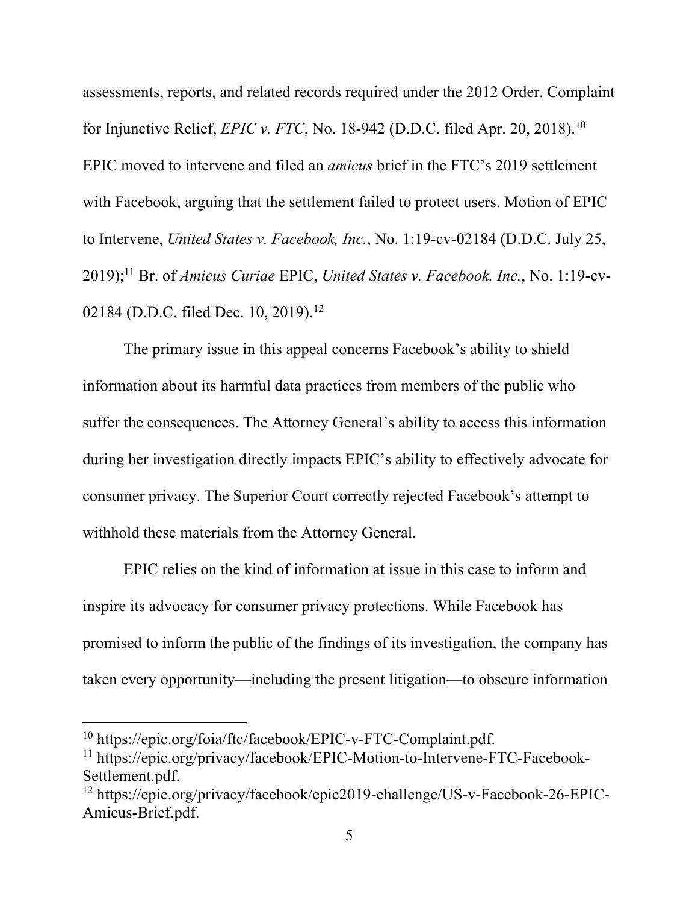assessments, reports, and related records required under the 2012 Order. Complaint for Injunctive Relief, *EPIC v. FTC*, No. 18-942 (D.D.C. filed Apr. 20, 2018).[10] EPIC moved to intervene and filed an *amicus* brief in the FTC's 2019 settlement with Facebook, arguing that the settlement failed to protect users. Motion of EPIC to Intervene, *United States v. Facebook, Inc.*, No. 1:19-cv-02184 (D.D.C. July 25, 2019);[11] Br. of *Amicus Curiae* EPIC, *United States v. Facebook, Inc.*, No. 1:19-cv-02184 (D.D.C. filed Dec. 10, 2019).[12]

The primary issue in this appeal concerns Facebook's ability to shield information about its harmful data practices from members of the public who suffer the consequences. The Attorney General's ability to access this information during her investigation directly impacts EPIC's ability to effectively advocate for consumer privacy. The Superior Court correctly rejected Facebook's attempt to withhold these materials from the Attorney General.

EPIC relies on the kind of information at issue in this case to inform and inspire its advocacy for consumer privacy protections. While Facebook has promised to inform the public of the findings of its investigation, the company has taken every opportunity—including the present litigation—to obscure information

---

[10] https://epic.org/foia/ftc/facebook/EPIC-v-FTC-Complaint.pdf.

[11] https://epic.org/privacy/facebook/EPIC-Motion-to-Intervene-FTC-Facebook-Settlement.pdf.

[12] https://epic.org/privacy/facebook/epic2019-challenge/US-v-Facebook-26-EPIC-Amicus-Brief.pdf.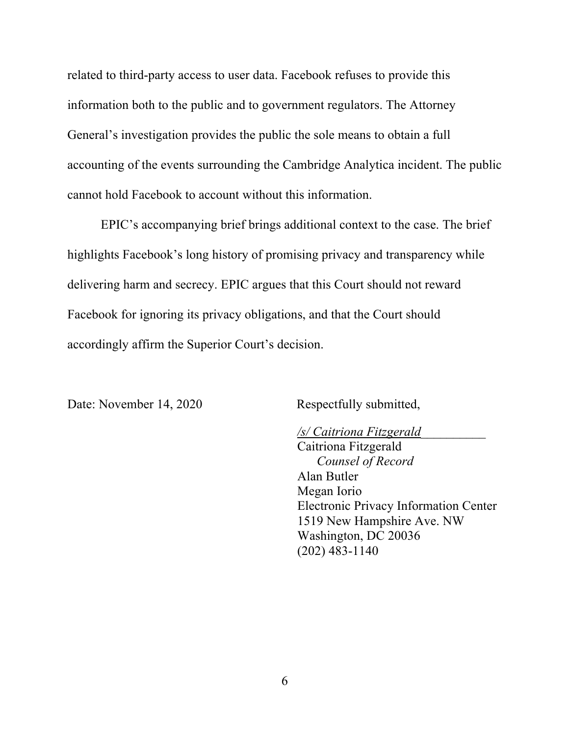related to third-party access to user data. Facebook refuses to provide this information both to the public and to government regulators. The Attorney General's investigation provides the public the sole means to obtain a full accounting of the events surrounding the Cambridge Analytica incident. The public cannot hold Facebook to account without this information.

EPIC's accompanying brief brings additional context to the case. The brief highlights Facebook's long history of promising privacy and transparency while delivering harm and secrecy. EPIC argues that this Court should not reward Facebook for ignoring its privacy obligations, and that the Court should accordingly affirm the Superior Court's decision.

Date: November 14, 2020

Respectfully submitted,

*/s/ Caitriona Fitzgerald*\_\_\_\_\_\_\_\_\_\_
Caitriona Fitzgerald
*Counsel of Record*
Alan Butler
Megan Iorio
Electronic Privacy Information Center
1519 New Hampshire Ave. NW
Washington, DC 20036
(202) 483-1140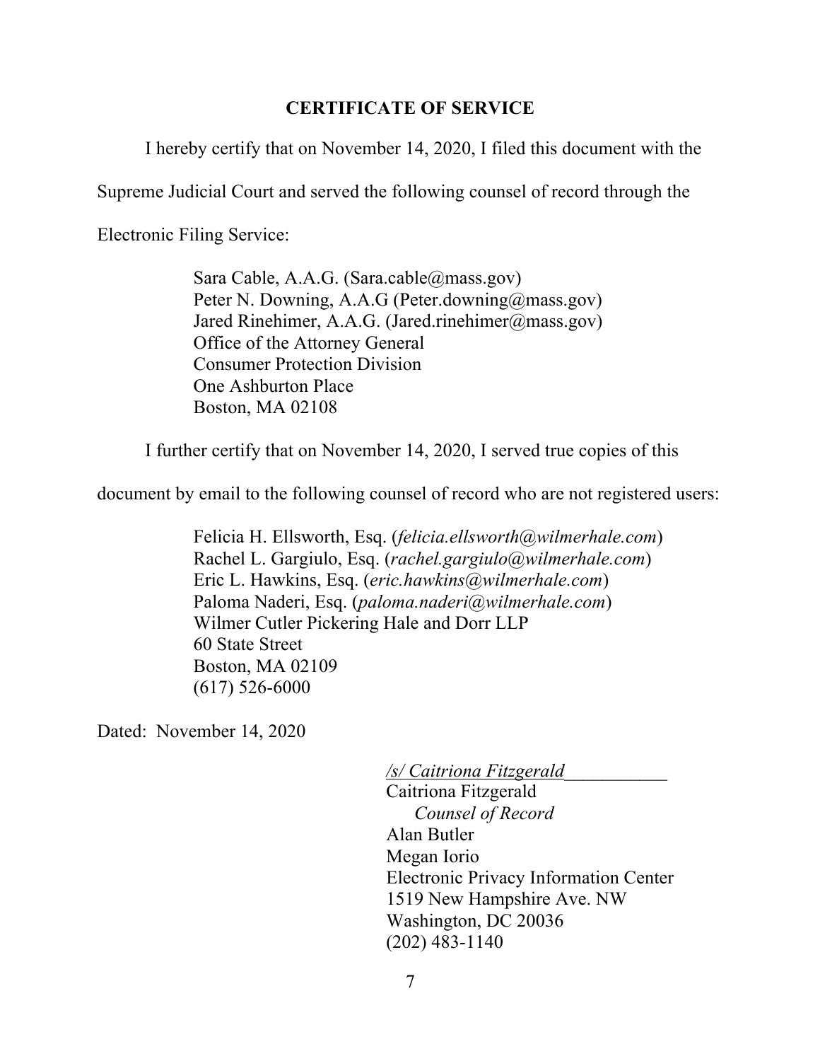## CERTIFICATE OF SERVICE

I hereby certify that on November 14, 2020, I filed this document with the Supreme Judicial Court and served the following counsel of record through the Electronic Filing Service:

Sara Cable, A.A.G. (Sara.cable@mass.gov)
Peter N. Downing, A.A.G (Peter.downing@mass.gov)
Jared Rinehimer, A.A.G. (Jared.rinehimer@mass.gov)
Office of the Attorney General
Consumer Protection Division
One Ashburton Place
Boston, MA 02108

I further certify that on November 14, 2020, I served true copies of this document by email to the following counsel of record who are not registered users:

Felicia H. Ellsworth, Esq. (*felicia.ellsworth@wilmerhale.com*)
Rachel L. Gargiulo, Esq. (*rachel.gargiulo@wilmerhale.com*)
Eric L. Hawkins, Esq. (*eric.hawkins@wilmerhale.com*)
Paloma Naderi, Esq. (*paloma.naderi@wilmerhale.com*)
Wilmer Cutler Pickering Hale and Dorr LLP
60 State Street
Boston, MA 02109
(617) 526-6000

Dated: November 14, 2020

*/s/ Caitriona Fitzgerald*
Caitriona Fitzgerald
*Counsel of Record*
Alan Butler
Megan Iorio
Electronic Privacy Information Center
1519 New Hampshire Ave. NW
Washington, DC 20036
(202) 483-1140